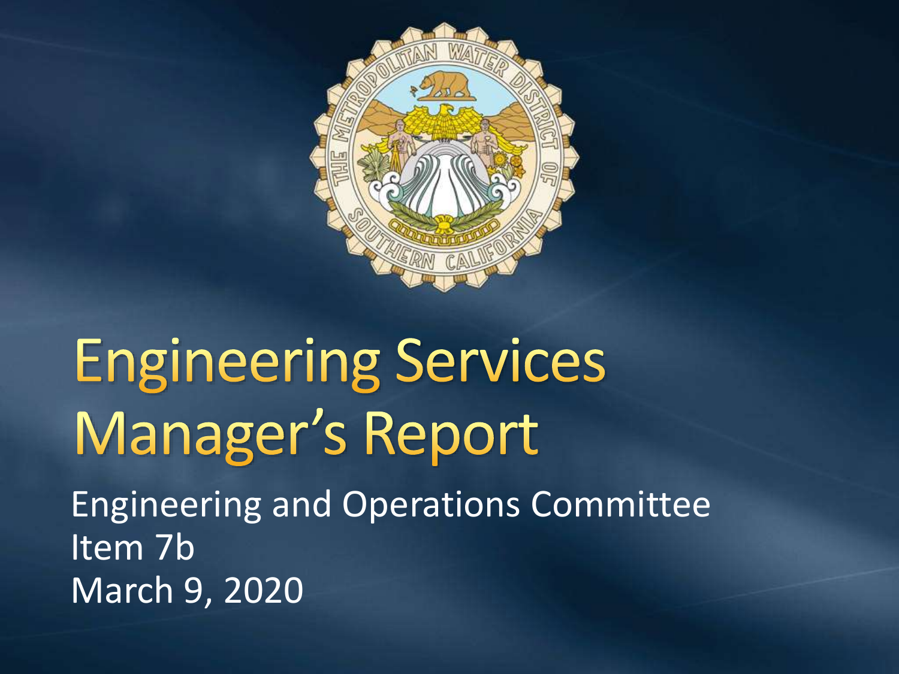# Engineering Services Manager's Report

Engineering and Operations Committee
Item 7b
March 9, 2020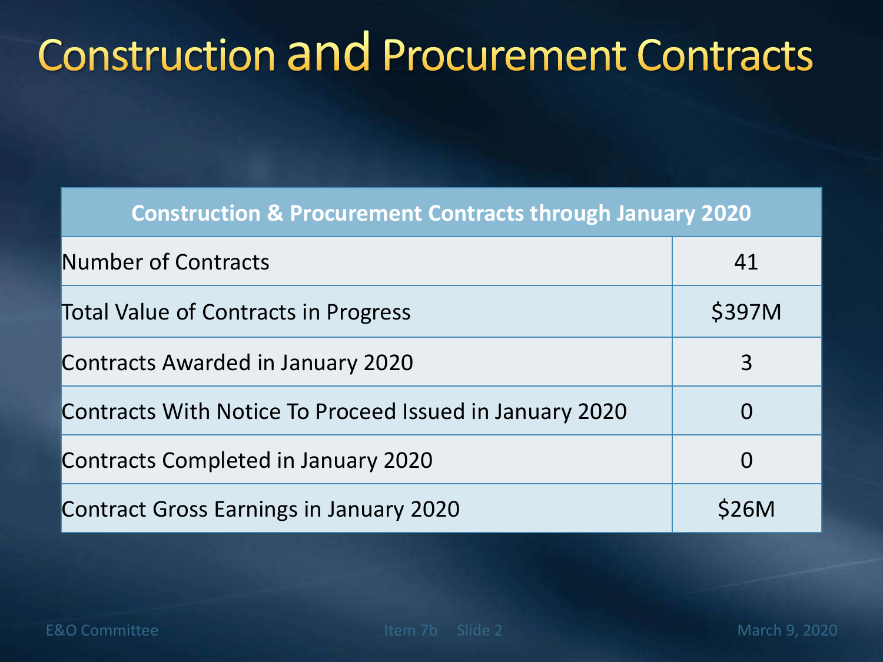# Construction and Procurement Contracts

| Construction & Procurement Contracts through January 2020 | |
|---|---|
| Number of Contracts | 41 |
| Total Value of Contracts in Progress | $397M |
| Contracts Awarded in January 2020 | 3 |
| Contracts With Notice To Proceed Issued in January 2020 | 0 |
| Contracts Completed in January 2020 | 0 |
| Contract Gross Earnings in January 2020 | $26M |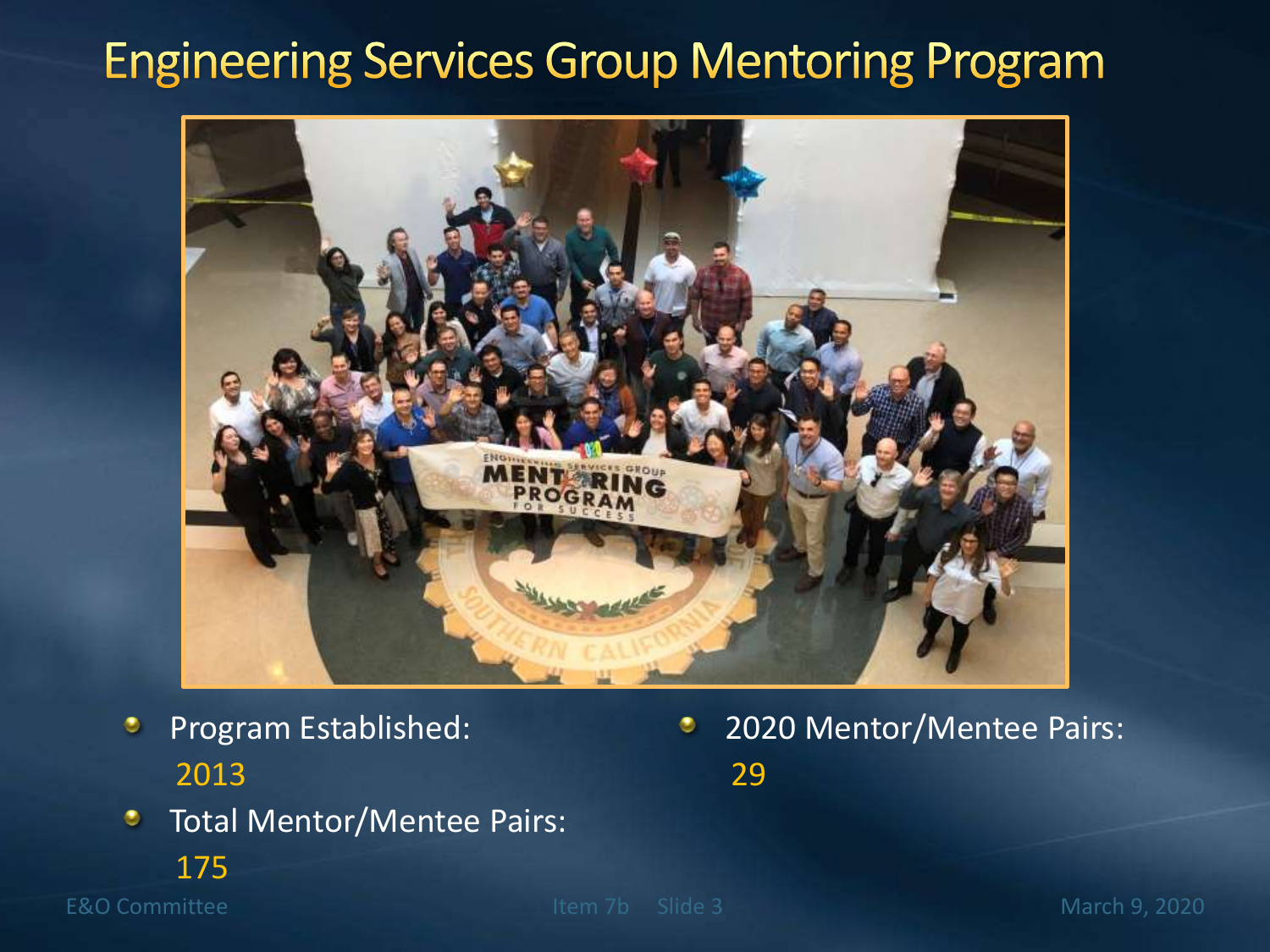# Engineering Services Group Mentoring Program

- Program Established: 2013
- Total Mentor/Mentee Pairs: 175
- 2020 Mentor/Mentee Pairs: 29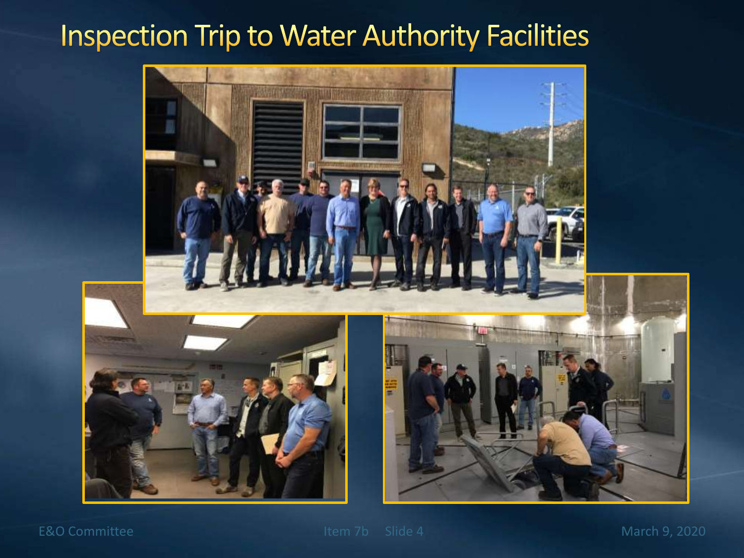# Inspection Trip to Water Authority Facilities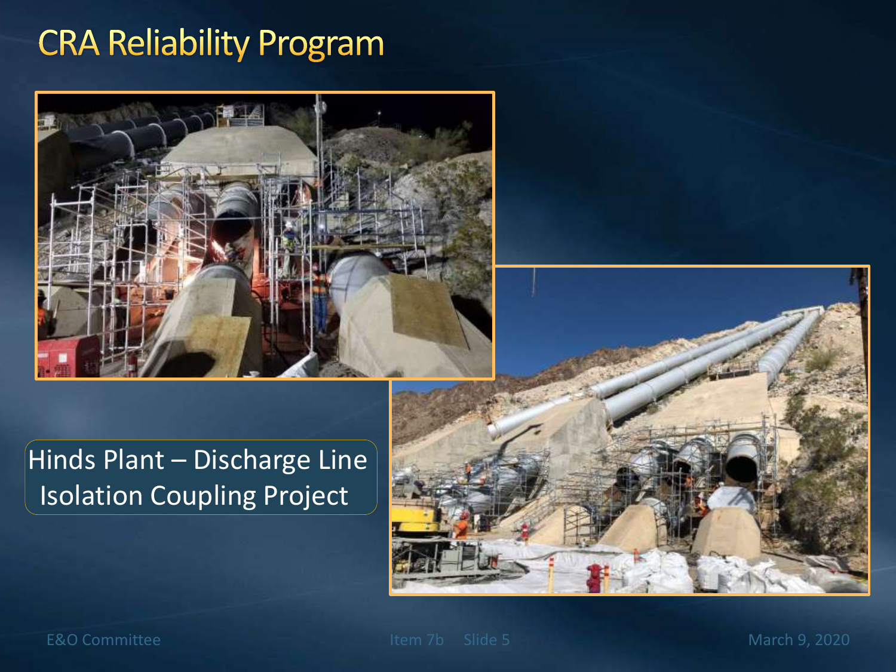# CRA Reliability Program

Hinds Plant – Discharge Line Isolation Coupling Project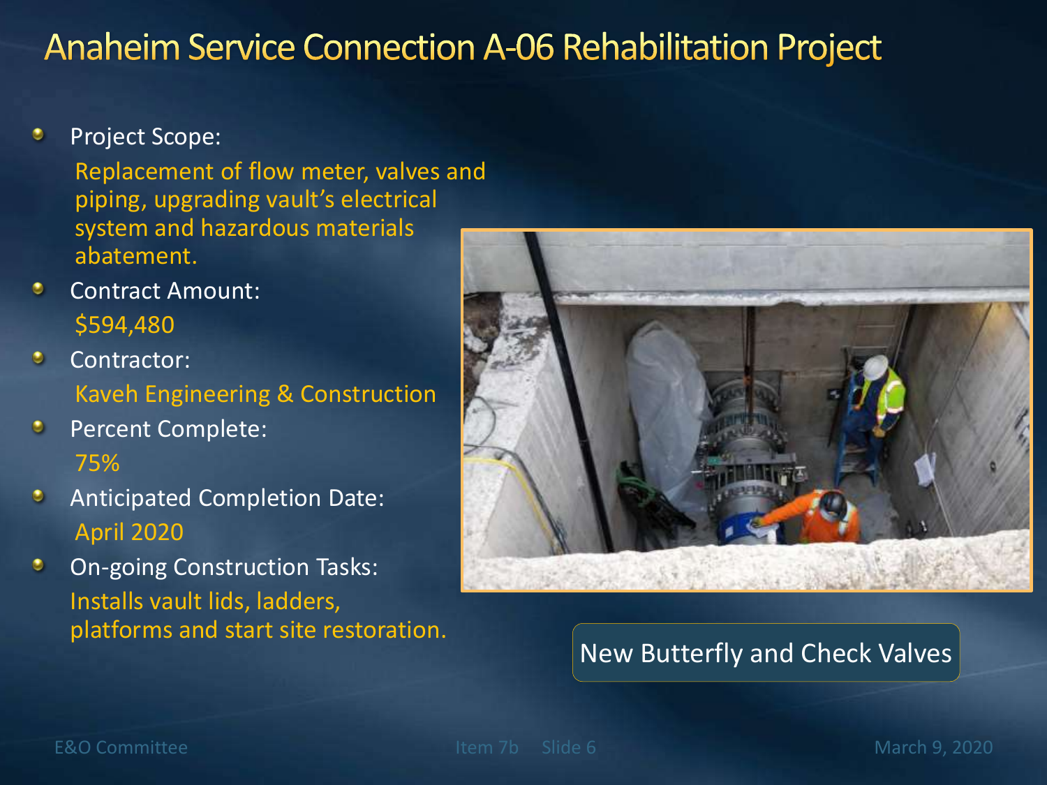# Anaheim Service Connection A-06 Rehabilitation Project

- Project Scope:
  Replacement of flow meter, valves and piping, upgrading vault's electrical system and hazardous materials abatement.
- Contract Amount:
  $594,480
- Contractor:
  Kaveh Engineering & Construction
- Percent Complete:
  75%
- Anticipated Completion Date:
  April 2020
- On-going Construction Tasks:
  Installs vault lids, ladders, platforms and start site restoration.

New Butterfly and Check Valves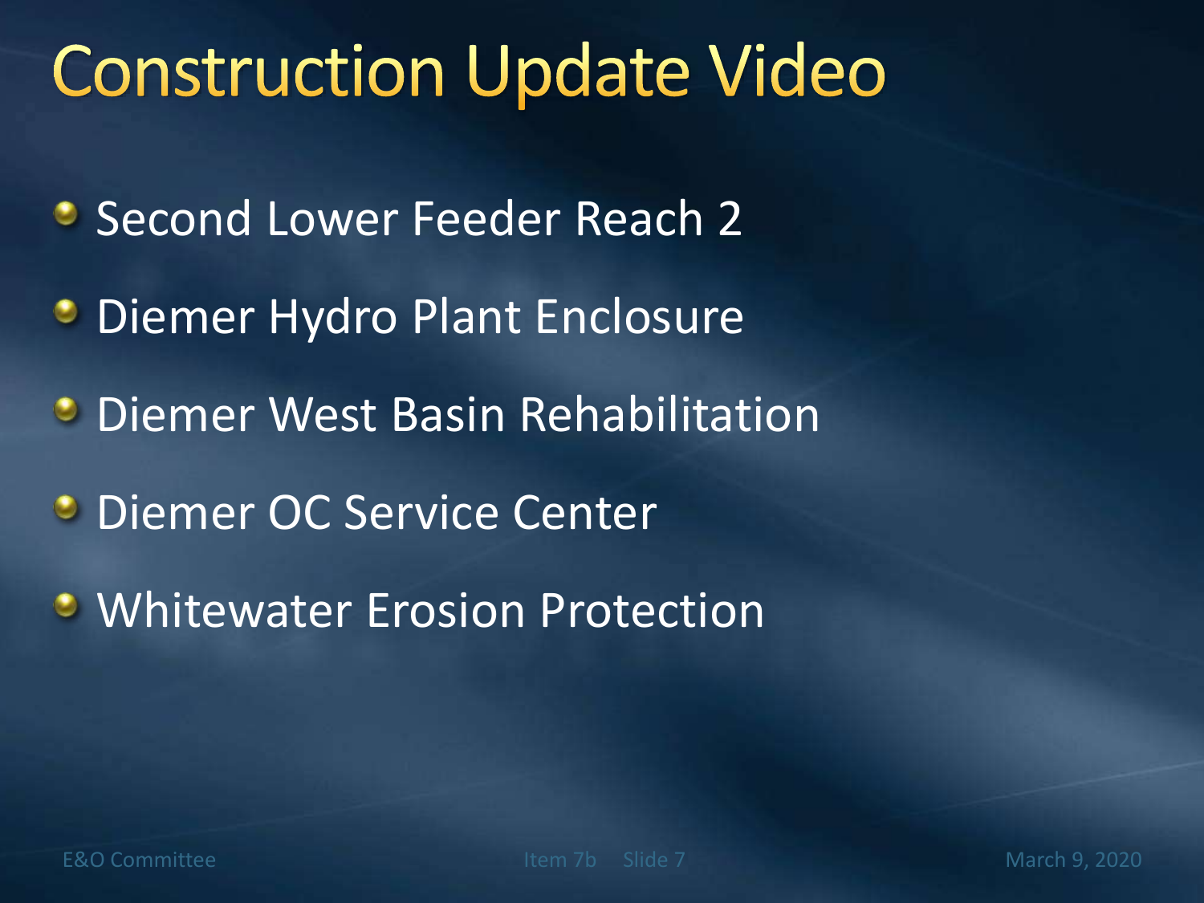# Construction Update Video

- Second Lower Feeder Reach 2
- Diemer Hydro Plant Enclosure
- Diemer West Basin Rehabilitation
- Diemer OC Service Center
- Whitewater Erosion Protection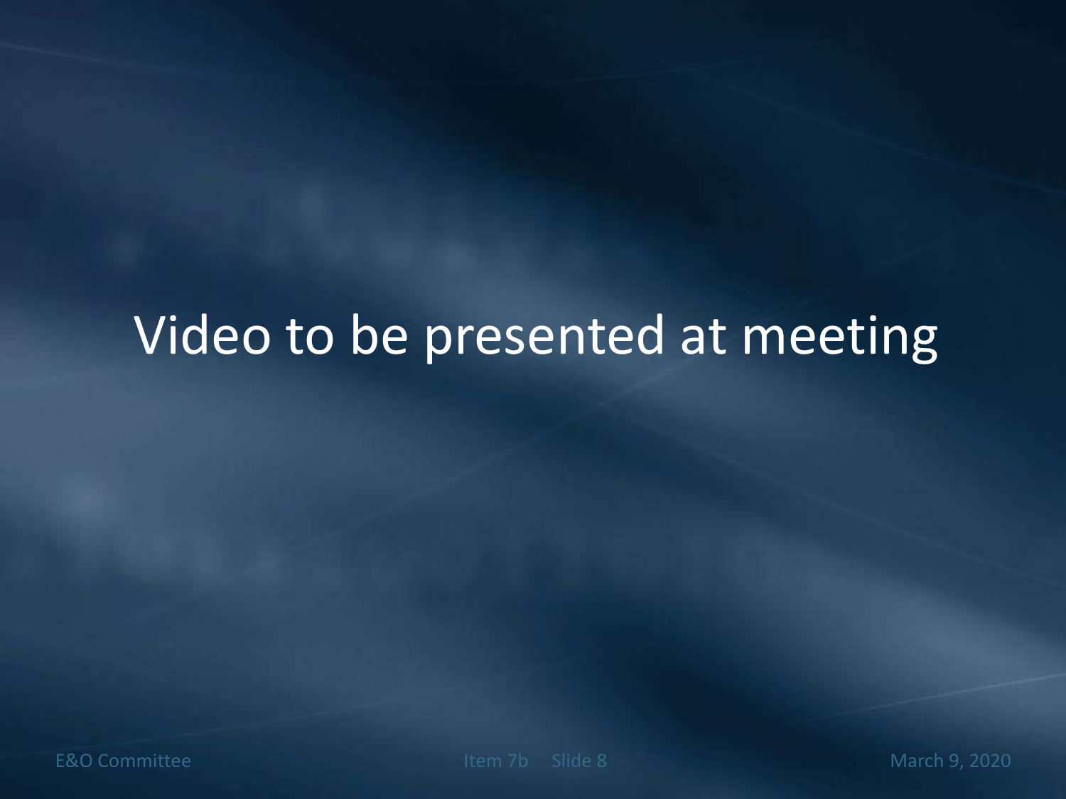Video to be presented at meeting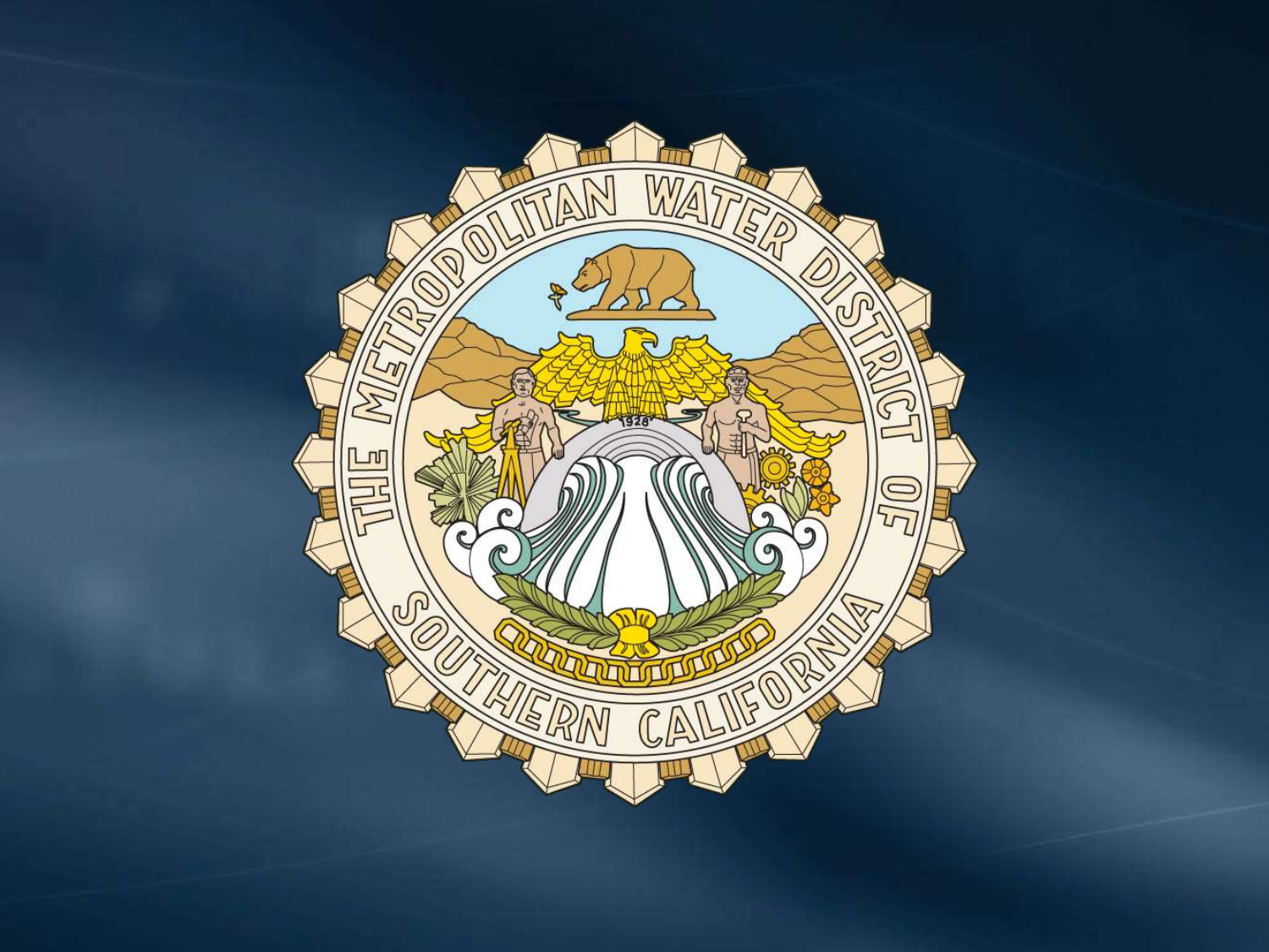THE METROPOLITAN WATER DISTRICT OF SOUTHERN CALIFORNIA

1928